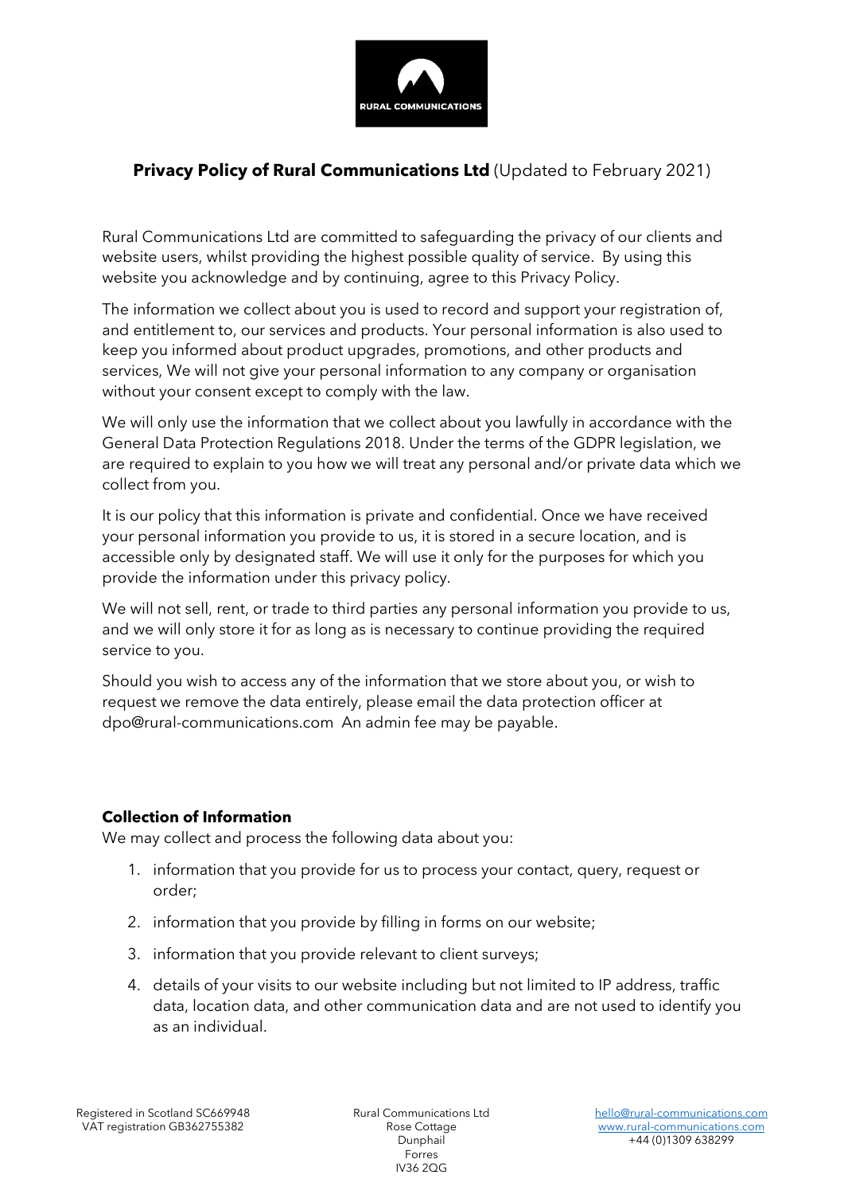# **Privacy Policy of Rural Communications Ltd** (Updated to February 2021)

Rural Communications Ltd are committed to safeguarding the privacy of our clients and website users, whilst providing the highest possible quality of service. By using this website you acknowledge and by continuing, agree to this Privacy Policy.

The information we collect about you is used to record and support your registration of, and entitlement to, our services and products. Your personal information is also used to keep you informed about product upgrades, promotions, and other products and services, We will not give your personal information to any company or organisation without your consent except to comply with the law.

We will only use the information that we collect about you lawfully in accordance with the General Data Protection Regulations 2018. Under the terms of the GDPR legislation, we are required to explain to you how we will treat any personal and/or private data which we collect from you.

It is our policy that this information is private and confidential. Once we have received your personal information you provide to us, it is stored in a secure location, and is accessible only by designated staff. We will use it only for the purposes for which you provide the information under this privacy policy.

We will not sell, rent, or trade to third parties any personal information you provide to us, and we will only store it for as long as is necessary to continue providing the required service to you.

Should you wish to access any of the information that we store about you, or wish to request we remove the data entirely, please email the data protection officer at dpo@rural-communications.com An admin fee may be payable.

## **Collection of Information**

We may collect and process the following data about you:

1. information that you provide for us to process your contact, query, request or order;
2. information that you provide by filling in forms on our website;
3. information that you provide relevant to client surveys;
4. details of your visits to our website including but not limited to IP address, traffic data, location data, and other communication data and are not used to identify you as an individual.

Registered in Scotland SC669948
VAT registration GB362755382

Rural Communications Ltd
Rose Cottage
Dunphail
Forres
IV36 2QG

hello@rural-communications.com
www.rural-communications.com
+44 (0)1309 638299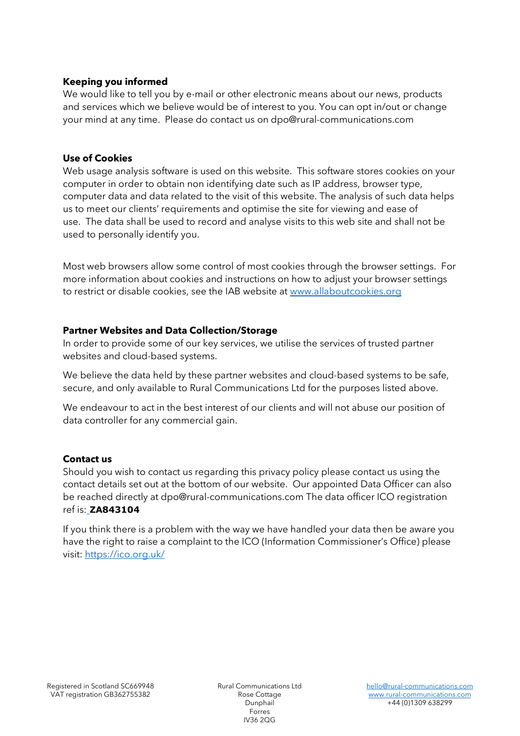**Keeping you informed**
We would like to tell you by e-mail or other electronic means about our news, products and services which we believe would be of interest to you. You can opt in/out or change your mind at any time. Please do contact us on dpo@rural-communications.com

**Use of Cookies**
Web usage analysis software is used on this website. This software stores cookies on your computer in order to obtain non identifying date such as IP address, browser type, computer data and data related to the visit of this website. The analysis of such data helps us to meet our clients' requirements and optimise the site for viewing and ease of use. The data shall be used to record and analyse visits to this web site and shall not be used to personally identify you.

Most web browsers allow some control of most cookies through the browser settings. For more information about cookies and instructions on how to adjust your browser settings to restrict or disable cookies, see the IAB website at [www.allaboutcookies.org](http://www.allaboutcookies.org)

**Partner Websites and Data Collection/Storage**
In order to provide some of our key services, we utilise the services of trusted partner websites and cloud-based systems.

We believe the data held by these partner websites and cloud-based systems to be safe, secure, and only available to Rural Communications Ltd for the purposes listed above.

We endeavour to act in the best interest of our clients and will not abuse our position of data controller for any commercial gain.

**Contact us**
Should you wish to contact us regarding this privacy policy please contact us using the contact details set out at the bottom of our website. Our appointed Data Officer can also be reached directly at dpo@rural-communications.com The data officer ICO registration ref is: **ZA843104**

If you think there is a problem with the way we have handled your data then be aware you have the right to raise a complaint to the ICO (Information Commissioner's Office) please visit: [https://ico.org.uk/](https://ico.org.uk/)